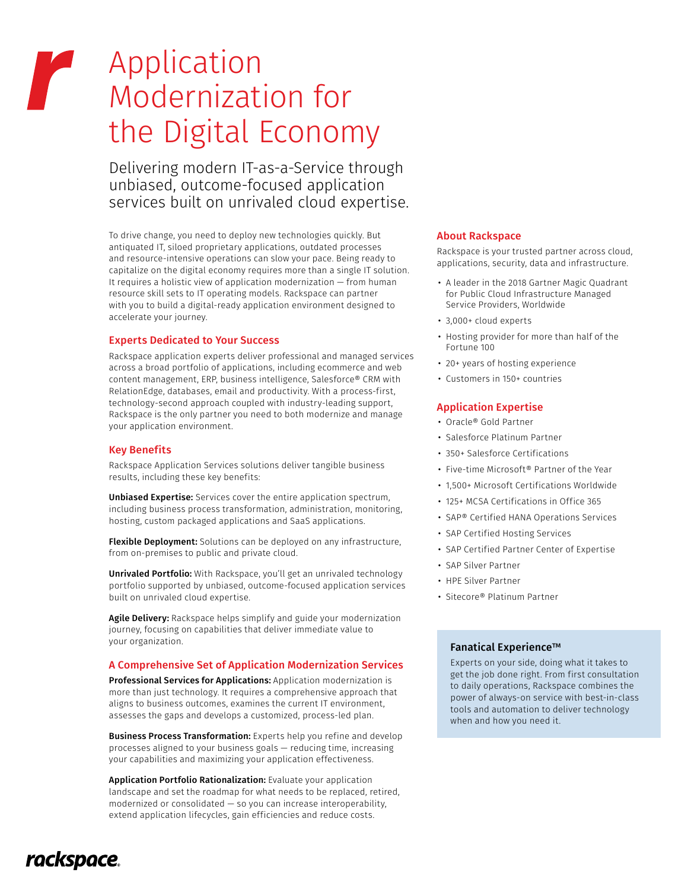# Application Modernization for the Digital Economy

Delivering modern IT-as-a-Service through unbiased, outcome-focused application services built on unrivaled cloud expertise.

To drive change, you need to deploy new technologies quickly. But antiquated IT, siloed proprietary applications, outdated processes and resource-intensive operations can slow your pace. Being ready to capitalize on the digital economy requires more than a single IT solution. It requires a holistic view of application modernization — from human resource skill sets to IT operating models. Rackspace can partner with you to build a digital-ready application environment designed to accelerate your journey.

## Experts Dedicated to Your Success

Rackspace application experts deliver professional and managed services across a broad portfolio of applications, including ecommerce and web content management, ERP, business intelligence, Salesforce® CRM with RelationEdge, databases, email and productivity. With a process-first, technology-second approach coupled with industry-leading support, Rackspace is the only partner you need to both modernize and manage your application environment.

## Key Benefits

Rackspace Application Services solutions deliver tangible business results, including these key benefits:

**Unbiased Expertise:** Services cover the entire application spectrum, including business process transformation, administration, monitoring, hosting, custom packaged applications and SaaS applications.

**Flexible Deployment:** Solutions can be deployed on any infrastructure, from on-premises to public and private cloud.

**Unrivaled Portfolio:** With Rackspace, you'll get an unrivaled technology portfolio supported by unbiased, outcome-focused application services built on unrivaled cloud expertise.

**Agile Delivery:** Rackspace helps simplify and guide your modernization journey, focusing on capabilities that deliver immediate value to your organization.

## A Comprehensive Set of Application Modernization Services

**Professional Services for Applications:** Application modernization is more than just technology. It requires a comprehensive approach that aligns to business outcomes, examines the current IT environment, assesses the gaps and develops a customized, process-led plan.

**Business Process Transformation:** Experts help you refine and develop processes aligned to your business goals — reducing time, increasing your capabilities and maximizing your application effectiveness.

**Application Portfolio Rationalization:** Evaluate your application landscape and set the roadmap for what needs to be replaced, retired, modernized or consolidated — so you can increase interoperability, extend application lifecycles, gain efficiencies and reduce costs.

## About Rackspace

Rackspace is your trusted partner across cloud, applications, security, data and infrastructure.

- A leader in the 2018 Gartner Magic Quadrant for Public Cloud Infrastructure Managed Service Providers, Worldwide
- 3,000+ cloud experts
- Hosting provider for more than half of the Fortune 100
- 20+ years of hosting experience
- Customers in 150+ countries

## Application Expertise

- Oracle® Gold Partner
- Salesforce Platinum Partner
- 350+ Salesforce Certifications
- Five-time Microsoft® Partner of the Year
- 1,500+ Microsoft Certifications Worldwide
- 125+ MCSA Certifications in Office 365
- SAP® Certified HANA Operations Services
- SAP Certified Hosting Services
- SAP Certified Partner Center of Expertise
- SAP Silver Partner
- HPE Silver Partner
- Sitecore® Platinum Partner

### Fanatical Experience™

Experts on your side, doing what it takes to get the job done right. From first consultation to daily operations, Rackspace combines the power of always-on service with best-in-class tools and automation to deliver technology when and how you need it.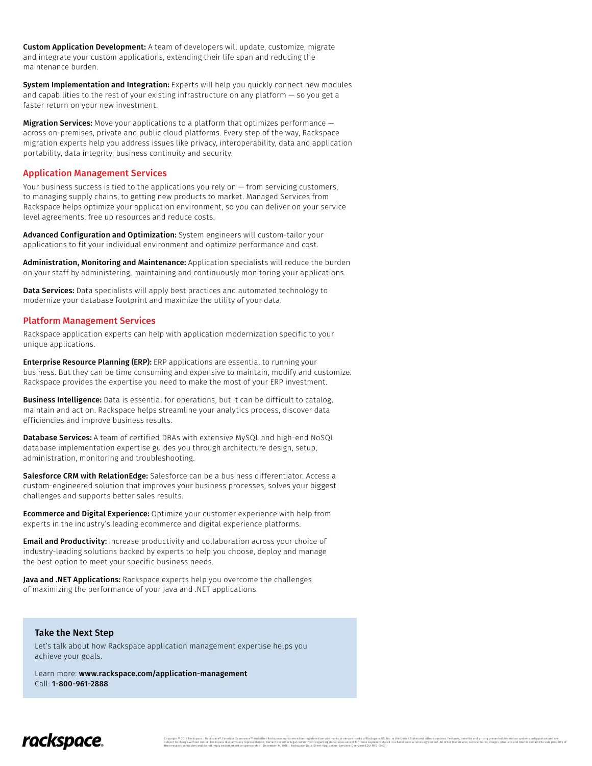**Custom Application Development:** A team of developers will update, customize, migrate and integrate your custom applications, extending their life span and reducing the maintenance burden.

**System Implementation and Integration:** Experts will help you quickly connect new modules and capabilities to the rest of your existing infrastructure on any platform — so you get a faster return on your new investment.

**Migration Services:** Move your applications to a platform that optimizes performance — across on-premises, private and public cloud platforms. Every step of the way, Rackspace migration experts help you address issues like privacy, interoperability, data and application portability, data integrity, business continuity and security.

## Application Management Services

Your business success is tied to the applications you rely on — from servicing customers, to managing supply chains, to getting new products to market. Managed Services from Rackspace helps optimize your application environment, so you can deliver on your service level agreements, free up resources and reduce costs.

**Advanced Configuration and Optimization:** System engineers will custom-tailor your applications to fit your individual environment and optimize performance and cost.

**Administration, Monitoring and Maintenance:** Application specialists will reduce the burden on your staff by administering, maintaining and continuously monitoring your applications.

**Data Services:** Data specialists will apply best practices and automated technology to modernize your database footprint and maximize the utility of your data.

## Platform Management Services

Rackspace application experts can help with application modernization specific to your unique applications.

**Enterprise Resource Planning (ERP):** ERP applications are essential to running your business. But they can be time consuming and expensive to maintain, modify and customize. Rackspace provides the expertise you need to make the most of your ERP investment.

**Business Intelligence:** Data is essential for operations, but it can be difficult to catalog, maintain and act on. Rackspace helps streamline your analytics process, discover data efficiencies and improve business results.

**Database Services:** A team of certified DBAs with extensive MySQL and high-end NoSQL database implementation expertise guides you through architecture design, setup, administration, monitoring and troubleshooting.

**Salesforce CRM with RelationEdge:** Salesforce can be a business differentiator. Access a custom-engineered solution that improves your business processes, solves your biggest challenges and supports better sales results.

**Ecommerce and Digital Experience:** Optimize your customer experience with help from experts in the industry's leading ecommerce and digital experience platforms.

**Email and Productivity:** Increase productivity and collaboration across your choice of industry-leading solutions backed by experts to help you choose, deploy and manage the best option to meet your specific business needs.

**Java and .NET Applications:** Rackspace experts help you overcome the challenges of maximizing the performance of your Java and .NET applications.

### Take the Next Step

Let's talk about how Rackspace application management expertise helps you achieve your goals.

Learn more: **www.rackspace.com/application-management**
Call: **1-800-961-2888**

rackspace.

Copyright © 2018 Rackspace :: Rackspace®, Fanatical Experience™ and other Rackspace marks are either registered service marks or service marks of Rackspace US, Inc. in the United States and other countries. Features, benefits and pricing presented depend on system configuration and are subject to change without notice. Rackspace disclaims any representation, warranty or other legal commitment regarding its services except for those expressly stated in a Rackspace services agreement. All other trademarks, service marks, images, products and brands remain the sole property of their respective holders and do not imply endorsement or sponsorship. :: December 14, 2018 :: Rackspace-Data-Sheet-Application-Services-Overview-EDU-PRO-13437